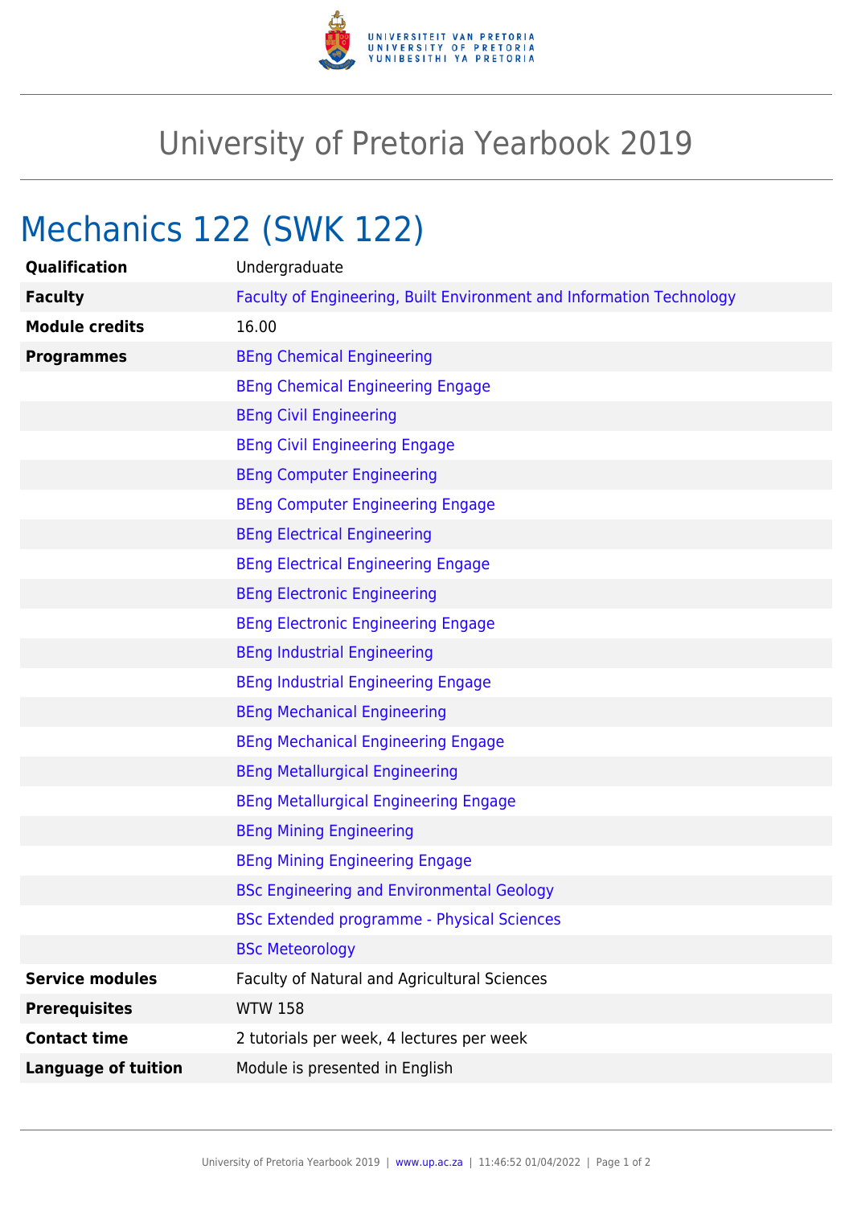# University of Pretoria Yearbook 2019

## Mechanics 122 (SWK 122)

| | |
|---|---|
| **Qualification** | Undergraduate |
| **Faculty** | Faculty of Engineering, Built Environment and Information Technology |
| **Module credits** | 16.00 |
| **Programmes** | BEng Chemical Engineering |
| | BEng Chemical Engineering Engage |
| | BEng Civil Engineering |
| | BEng Civil Engineering Engage |
| | BEng Computer Engineering |
| | BEng Computer Engineering Engage |
| | BEng Electrical Engineering |
| | BEng Electrical Engineering Engage |
| | BEng Electronic Engineering |
| | BEng Electronic Engineering Engage |
| | BEng Industrial Engineering |
| | BEng Industrial Engineering Engage |
| | BEng Mechanical Engineering |
| | BEng Mechanical Engineering Engage |
| | BEng Metallurgical Engineering |
| | BEng Metallurgical Engineering Engage |
| | BEng Mining Engineering |
| | BEng Mining Engineering Engage |
| | BSc Engineering and Environmental Geology |
| | BSc Extended programme - Physical Sciences |
| | BSc Meteorology |
| **Service modules** | Faculty of Natural and Agricultural Sciences |
| **Prerequisites** | WTW 158 |
| **Contact time** | 2 tutorials per week, 4 lectures per week |
| **Language of tuition** | Module is presented in English |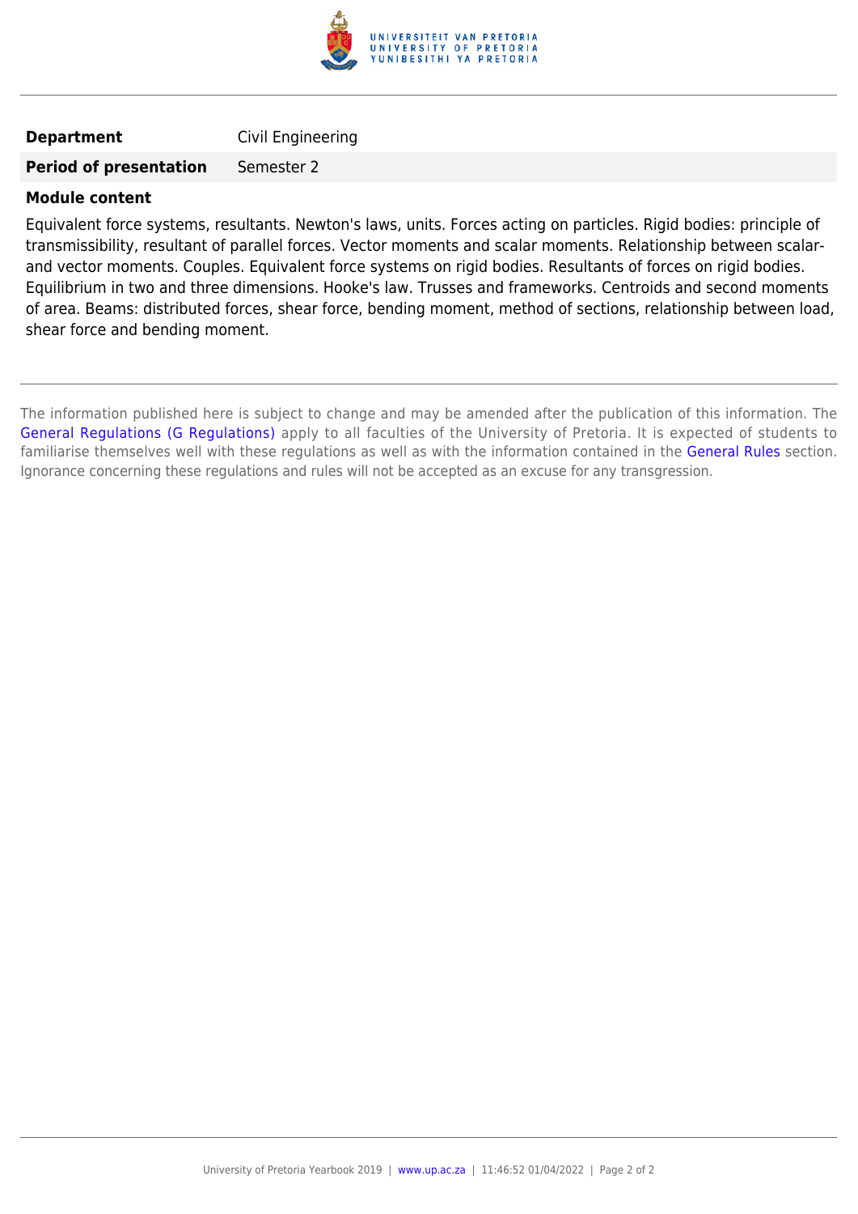| | |
|---|---|
| **Department** | Civil Engineering |
| **Period of presentation** | Semester 2 |

**Module content**

Equivalent force systems, resultants. Newton's laws, units. Forces acting on particles. Rigid bodies: principle of transmissibility, resultant of parallel forces. Vector moments and scalar moments. Relationship between scalar- and vector moments. Couples. Equivalent force systems on rigid bodies. Resultants of forces on rigid bodies. Equilibrium in two and three dimensions. Hooke's law. Trusses and frameworks. Centroids and second moments of area. Beams: distributed forces, shear force, bending moment, method of sections, relationship between load, shear force and bending moment.

The information published here is subject to change and may be amended after the publication of this information. The General Regulations (G Regulations) apply to all faculties of the University of Pretoria. It is expected of students to familiarise themselves well with these regulations as well as with the information contained in the General Rules section. Ignorance concerning these regulations and rules will not be accepted as an excuse for any transgression.